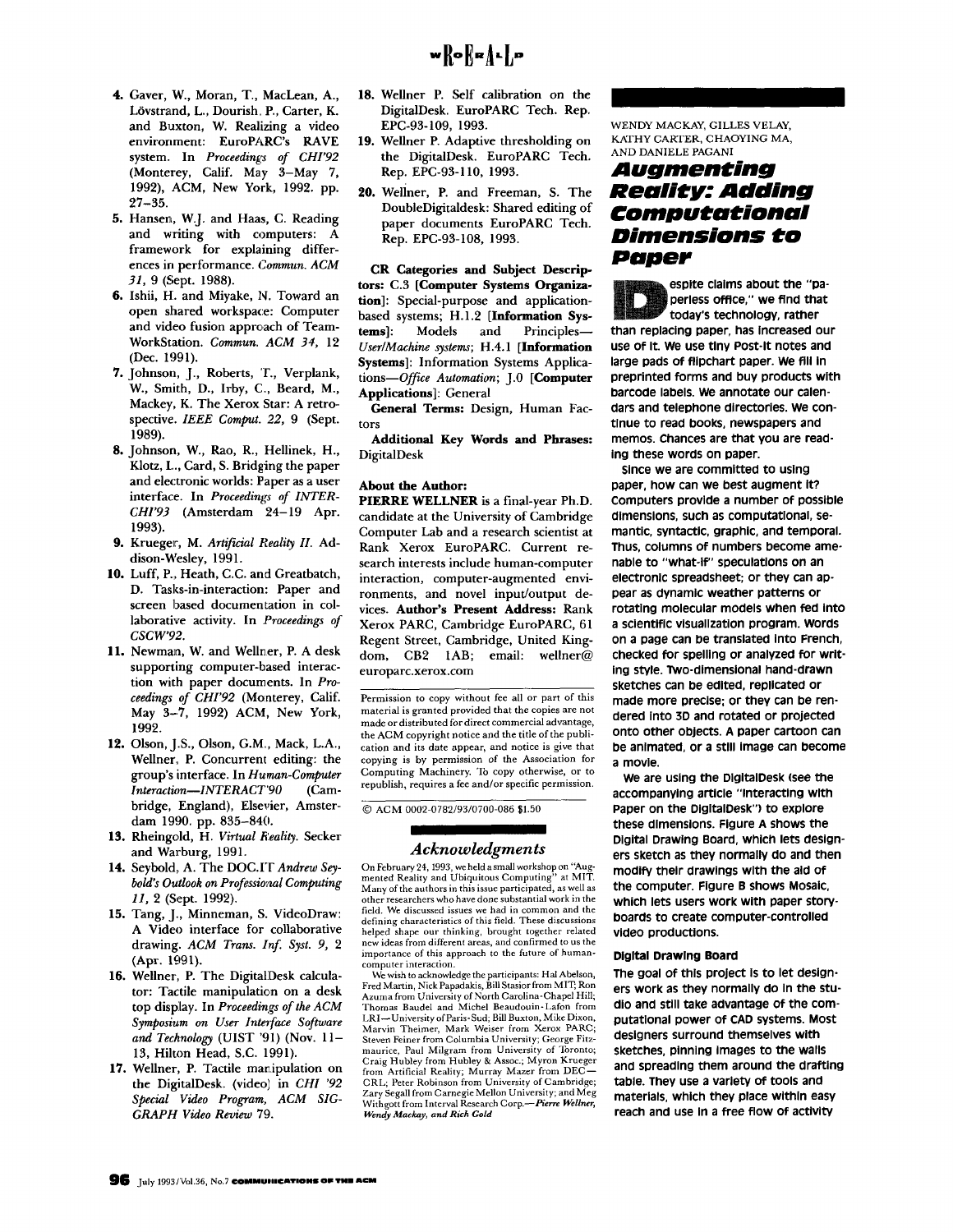4. Gaver, W., Moran, T., MacLean, A., Lövstrand, L., Dourish, P., Carter, K. and Buxton, W. Realizing a video environment: EuroPARC's RAVE system. In *Proceedings of CHI'92* (Monterey, Calif. May 3–May 7, 1992), ACM, New York, 1992. pp. 27–35.
5. Hansen, W.J. and Haas, C. Reading and writing with computers: A framework for explaining differences in performance. *Commun. ACM 31*, 9 (Sept. 1988).
6. Ishii, H. and Miyake, N. Toward an open shared workspace: Computer and video fusion approach of TeamWorkStation. *Commun. ACM 34*, 12 (Dec. 1991).
7. Johnson, J., Roberts, T., Verplank, W., Smith, D., Irby, C., Beard, M., Mackey, K. The Xerox Star: A retrospective. *IEEE Comput. 22*, 9 (Sept. 1989).
8. Johnson, W., Rao, R., Hellinek, H., Klotz, L., Card, S. Bridging the paper and electronic worlds: Paper as a user interface. In *Proceedings of INTERCHI'93* (Amsterdam 24–19 Apr. 1993).
9. Krueger, M. *Artificial Reality II.* Addison-Wesley, 1991.
10. Luff, P., Heath, C.C. and Greatbatch, D. Tasks-in-interaction: Paper and screen based documentation in collaborative activity. In *Proceedings of CSCW'92.*
11. Newman, W. and Wellner, P. A desk supporting computer-based interaction with paper documents. In *Proceedings of CHI'92* (Monterey, Calif. May 3–7, 1992) ACM, New York, 1992.
12. Olson, J.S., Olson, G.M., Mack, L.A., Wellner, P. Concurrent editing: the group's interface. In *Human-Computer Interaction—INTERACT'90* (Cambridge, England), Elsevier, Amsterdam 1990. pp. 835–840.
13. Rheingold, H. *Virtual Reality.* Secker and Warburg, 1991.
14. Seybold, A. The DOC.IT *Andrew Seybold's Outlook on Professional Computing 11*, 2 (Sept. 1992).
15. Tang, J., Minneman, S. VideoDraw: A Video interface for collaborative drawing. *ACM Trans. Inf. Syst. 9*, 2 (Apr. 1991).
16. Wellner, P. The DigitalDesk calculator: Tactile manipulation on a desk top display. In *Proceedings of the ACM Symposium on User Interface Software and Technology* (UIST '91) (Nov. 11–13, Hilton Head, S.C. 1991).
17. Wellner, P. Tactile manipulation on the DigitalDesk. (video) in *CHI '92 Special Video Program, ACM SIGGRAPH Video Review* 79.
18. Wellner P. Self calibration on the DigitalDesk. EuroPARC Tech. Rep. EPC-93-109, 1993.
19. Wellner P. Adaptive thresholding on the DigitalDesk. EuroPARC Tech. Rep. EPC-93-110, 1993.
20. Wellner, P. and Freeman, S. The DoubleDigitaldesk: Shared editing of paper documents EuroPARC Tech. Rep. EPC-93-108, 1993.

**CR Categories and Subject Descriptors:** C.3 **[Computer Systems Organization]**: Special-purpose and application-based systems; H.1.2 **[Information Systems]**: Models and Principles—*User/Machine systems*; H.4.1 **[Information Systems]**: Information Systems Applications—*Office Automation*; J.0 **[Computer Applications]**: General

**General Terms:** Design, Human Factors

**Additional Key Words and Phrases:** DigitalDesk

**About the Author:**

**PIERRE WELLNER** is a final-year Ph.D. candidate at the University of Cambridge Computer Lab and a research scientist at Rank Xerox EuroPARC. Current research interests include human-computer interaction, computer-augmented environments, and novel input/output devices. **Author's Present Address:** Rank Xerox PARC, Cambridge EuroPARC, 61 Regent Street, Cambridge, United Kingdom, CB2 1AB; email: wellner@europarc.xerox.com

Permission to copy without fee all or part of this material is granted provided that the copies are not made or distributed for direct commercial advantage, the ACM copyright notice and the title of the publication and its date appear, and notice is give that copying is by permission of the Association for Computing Machinery. To copy otherwise, or to republish, requires a fee and/or specific permission.

© ACM 0002-0782/93/0700-086 $1.50

## *Acknowledgments*

On February 24, 1993, we held a small workshop on "Augmented Reality and Ubiquitous Computing" at MIT. Many of the authors in this issue participated, as well as other researchers who have done substantial work in the field. We discussed issues we had in common and the defining characteristics of this field. These discussions helped shape our thinking, brought together related new ideas from different areas, and confirmed to us the importance of this approach to the future of human-computer interaction.

We wish to acknowledge the participants: Hal Abelson, Fred Martin, Nick Papadakis, Bill Stasior from MIT; Ron Azuma from University of North Carolina-Chapel Hill; Thomas Baudel and Michel Beaudouin-Lafon from LRI—University of Paris-Sud; Bill Buxton, Mike Dixon, Marvin Theimer, Mark Weiser from Xerox PARC; Steven Feiner from Columbia University; George Fitzmaurice, Paul Milgram from University of Toronto; Craig Hubley from Hubley & Assoc.; Myron Krueger from Artificial Reality; Murray Mazer from DEC—CRL; Peter Robinson from University of Cambridge; Zary Segall from Carnegie Mellon University; and Meg Withgott from Interval Research Corp.—*Pierre Wellner, Wendy Mackay, and Rich Gold*

WENDY MACKAY, GILLES VELAY, KATHY CARTER, CHAOYING MA, AND DANIELE PAGANI

# Augmenting Reality: Adding Computational Dimensions to Paper

Despite claims about the "paperless office," we find that today's technology, rather than replacing paper, has increased our use of it. We use tiny Post-It notes and large pads of flipchart paper. We fill in preprinted forms and buy products with barcode labels. We annotate our calendars and telephone directories. We continue to read books, newspapers and memos. Chances are that you are reading these words on paper.

Since we are committed to using paper, how can we best augment it? Computers provide a number of possible dimensions, such as computational, semantic, syntactic, graphic, and temporal. Thus, columns of numbers become amenable to "what-if" speculations on an electronic spreadsheet; or they can appear as dynamic weather patterns or rotating molecular models when fed into a scientific visualization program. Words on a page can be translated into French, checked for spelling or analyzed for writing style. Two-dimensional hand-drawn sketches can be edited, replicated or made more precise; or they can be rendered into 3D and rotated or projected onto other objects. A paper cartoon can be animated, or a still image can become a movie.

We are using the DigitalDesk (see the accompanying article "Interacting with Paper on the DigitalDesk") to explore these dimensions. Figure A shows the Digital Drawing Board, which lets designers sketch as they normally do and then modify their drawings with the aid of the computer. Figure B shows Mosaic, which lets users work with paper storyboards to create computer-controlled video productions.

### Digital Drawing Board

The goal of this project is to let designers work as they normally do in the studio and still take advantage of the computational power of CAD systems. Most designers surround themselves with sketches, pinning images to the walls and spreading them around the drafting table. They use a variety of tools and materials, which they place within easy reach and use in a free flow of activity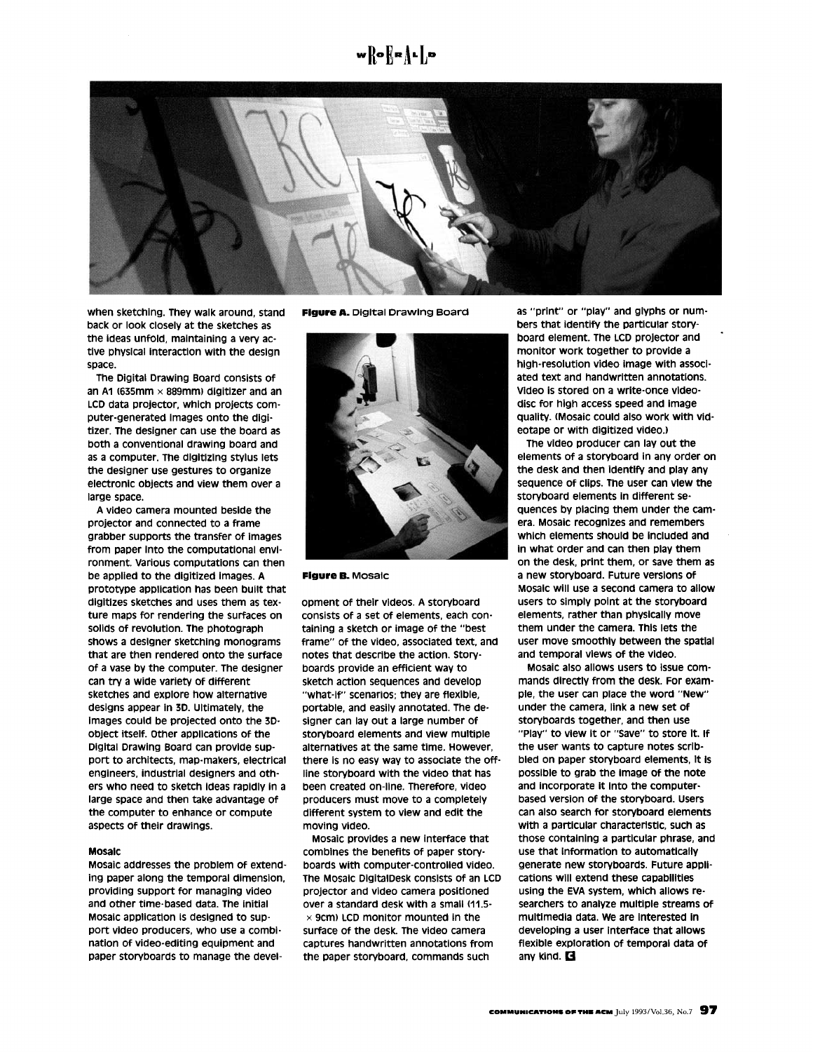when sketching. They walk around, stand back or look closely at the sketches as the ideas unfold, maintaining a very active physical interaction with the design space.

The Digital Drawing Board consists of an A1 (635mm × 889mm) digitizer and an LCD data projector, which projects computer-generated images onto the digitizer. The designer can use the board as both a conventional drawing board and as a computer. The digitizing stylus lets the designer use gestures to organize electronic objects and view them over a large space.

A video camera mounted beside the projector and connected to a frame grabber supports the transfer of images from paper into the computational environment. Various computations can then be applied to the digitized images. A prototype application has been built that digitizes sketches and uses them as texture maps for rendering the surfaces on solids of revolution. The photograph shows a designer sketching monograms that are then rendered onto the surface of a vase by the computer. The designer can try a wide variety of different sketches and explore how alternative designs appear in 3D. Ultimately, the images could be projected onto the 3D-object itself. Other applications of the Digital Drawing Board can provide support to architects, map-makers, electrical engineers, industrial designers and others who need to sketch ideas rapidly in a large space and then take advantage of the computer to enhance or compute aspects of their drawings.

**Figure A.** Digital Drawing Board

**Figure B.** Mosaic

#### Mosaic

Mosaic addresses the problem of extending paper along the temporal dimension, providing support for managing video and other time-based data. The initial Mosaic application is designed to support video producers, who use a combination of video-editing equipment and paper storyboards to manage the development of their videos. A storyboard consists of a set of elements, each containing a sketch or image of the "best frame" of the video, associated text, and notes that describe the action. Storyboards provide an efficient way to sketch action sequences and develop "what-if" scenarios; they are flexible, portable, and easily annotated. The designer can lay out a large number of storyboard elements and view multiple alternatives at the same time. However, there is no easy way to associate the off-line storyboard with the video that has been created on-line. Therefore, video producers must move to a completely different system to view and edit the moving video.

Mosaic provides a new interface that combines the benefits of paper storyboards with computer-controlled video. The Mosaic DigitalDesk consists of an LCD projector and video camera positioned over a standard desk with a small (11.5- × 9cm) LCD monitor mounted in the surface of the desk. The video camera captures handwritten annotations from the paper storyboard, commands such as "print" or "play" and glyphs or numbers that identify the particular storyboard element. The LCD projector and monitor work together to provide a high-resolution video image with associated text and handwritten annotations. Video is stored on a write-once videodisc for high access speed and image quality. (Mosaic could also work with videotape or with digitized video.)

The video producer can lay out the elements of a storyboard in any order on the desk and then identify and play any sequence of clips. The user can view the storyboard elements in different sequences by placing them under the camera. Mosaic recognizes and remembers which elements should be included and in what order and can then play them on the desk, print them, or save them as a new storyboard. Future versions of Mosaic will use a second camera to allow users to simply point at the storyboard elements, rather than physically move them under the camera. This lets the user move smoothly between the spatial and temporal views of the video.

Mosaic also allows users to issue commands directly from the desk. For example, the user can place the word "New" under the camera, link a new set of storyboards together, and then use "Play" to view it or "Save" to store it. If the user wants to capture notes scribbled on paper storyboard elements, it is possible to grab the image of the note and incorporate it into the computer-based version of the storyboard. Users can also search for storyboard elements with a particular characteristic, such as those containing a particular phrase, and use that information to automatically generate new storyboards. Future applications will extend these capabilities using the EVA system, which allows researchers to analyze multiple streams of multimedia data. We are interested in developing a user interface that allows flexible exploration of temporal data of any kind.